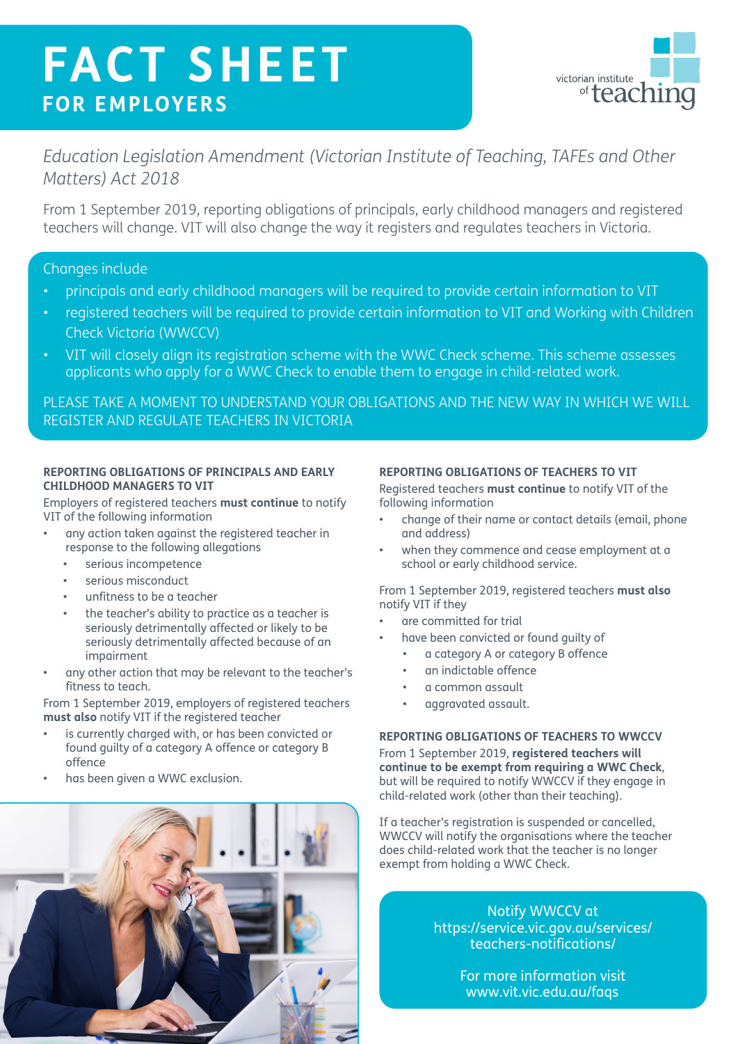# FACT SHEET

## FOR EMPLOYERS

victorian institute of teaching

*Education Legislation Amendment (Victorian Institute of Teaching, TAFEs and Other Matters) Act 2018*

From 1 September 2019, reporting obligations of principals, early childhood managers and registered teachers will change. VIT will also change the way it registers and regulates teachers in Victoria.

Changes include

- principals and early childhood managers will be required to provide certain information to VIT
- registered teachers will be required to provide certain information to VIT and Working with Children Check Victoria (WWCCV)
- VIT will closely align its registration scheme with the WWC Check scheme. This scheme assesses applicants who apply for a WWC Check to enable them to engage in child-related work.

PLEASE TAKE A MOMENT TO UNDERSTAND YOUR OBLIGATIONS AND THE NEW WAY IN WHICH WE WILL REGISTER AND REGULATE TEACHERS IN VICTORIA

### REPORTING OBLIGATIONS OF PRINCIPALS AND EARLY CHILDHOOD MANAGERS TO VIT

Employers of registered teachers **must continue** to notify VIT of the following information

- any action taken against the registered teacher in response to the following allegations
  - serious incompetence
  - serious misconduct
  - unfitness to be a teacher
  - the teacher's ability to practice as a teacher is seriously detrimentally affected or likely to be seriously detrimentally affected because of an impairment
- any other action that may be relevant to the teacher's fitness to teach.

From 1 September 2019, employers of registered teachers **must also** notify VIT if the registered teacher

- is currently charged with, or has been convicted or found guilty of a category A offence or category B offence
- has been given a WWC exclusion.

### REPORTING OBLIGATIONS OF TEACHERS TO VIT

Registered teachers **must continue** to notify VIT of the following information

- change of their name or contact details (email, phone and address)
- when they commence and cease employment at a school or early childhood service.

From 1 September 2019, registered teachers **must also** notify VIT if they

- are committed for trial
- have been convicted or found guilty of
  - a category A or category B offence
  - an indictable offence
  - a common assault
  - aggravated assault.

### REPORTING OBLIGATIONS OF TEACHERS TO WWCCV

From 1 September 2019, **registered teachers will continue to be exempt from requiring a WWC Check**, but will be required to notify WWCCV if they engage in child-related work (other than their teaching).

If a teacher's registration is suspended or cancelled, WWCCV will notify the organisations where the teacher does child-related work that the teacher is no longer exempt from holding a WWC Check.

Notify WWCCV at https://service.vic.gov.au/services/teachers-notifications/

For more information visit www.vit.vic.edu.au/faqs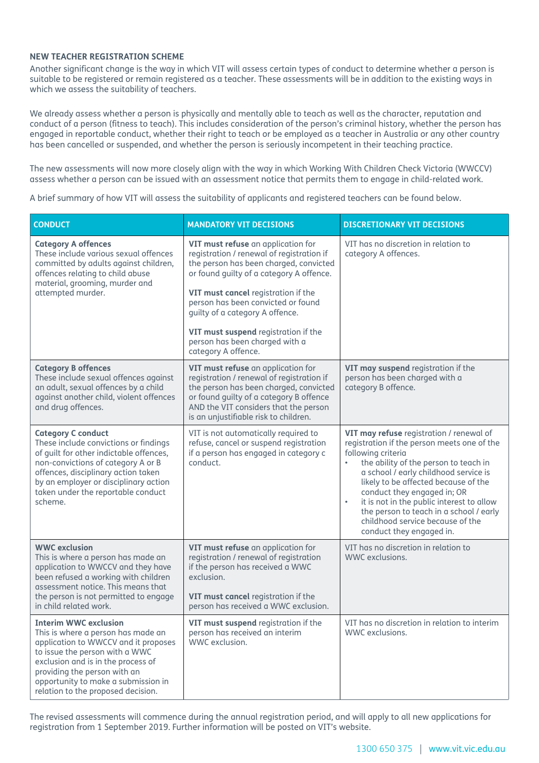## NEW TEACHER REGISTRATION SCHEME

Another significant change is the way in which VIT will assess certain types of conduct to determine whether a person is suitable to be registered or remain registered as a teacher. These assessments will be in addition to the existing ways in which we assess the suitability of teachers.

We already assess whether a person is physically and mentally able to teach as well as the character, reputation and conduct of a person (fitness to teach). This includes consideration of the person's criminal history, whether the person has engaged in reportable conduct, whether their right to teach or be employed as a teacher in Australia or any other country has been cancelled or suspended, and whether the person is seriously incompetent in their teaching practice.

The new assessments will now more closely align with the way in which Working With Children Check Victoria (WWCCV) assess whether a person can be issued with an assessment notice that permits them to engage in child-related work.

A brief summary of how VIT will assess the suitability of applicants and registered teachers can be found below.

| CONDUCT | MANDATORY VIT DECISIONS | DISCRETIONARY VIT DECISIONS |
|---|---|---|
| **Category A offences**<br>These include various sexual offences committed by adults against children, offences relating to child abuse material, grooming, murder and attempted murder. | **VIT must refuse** an application for registration / renewal of registration if the person has been charged, convicted or found guilty of a category A offence.<br><br>**VIT must cancel** registration if the person has been convicted or found guilty of a category A offence.<br><br>**VIT must suspend** registration if the person has been charged with a category A offence. | VIT has no discretion in relation to category A offences. |
| **Category B offences**<br>These include sexual offences against an adult, sexual offences by a child against another child, violent offences and drug offences. | **VIT must refuse** an application for registration / renewal of registration if the person has been charged, convicted or found guilty of a category B offence AND the VIT considers that the person is an unjustifiable risk to children. | **VIT may suspend** registration if the person has been charged with a category B offence. |
| **Category C conduct**<br>These include convictions or findings of guilt for other indictable offences, non-convictions of category A or B offences, disciplinary action taken by an employer or disciplinary action taken under the reportable conduct scheme. | VIT is not automatically required to refuse, cancel or suspend registration if a person has engaged in category c conduct. | **VIT may refuse** registration / renewal of registration if the person meets one of the following criteria<br>• the ability of the person to teach in a school / early childhood service is likely to be affected because of the conduct they engaged in; OR<br>• it is not in the public interest to allow the person to teach in a school / early childhood service because of the conduct they engaged in. |
| **WWC exclusion**<br>This is where a person has made an application to WWCCV and they have been refused a working with children assessment notice. This means that the person is not permitted to engage in child related work. | **VIT must refuse** an application for registration / renewal of registration if the person has received a WWC exclusion.<br><br>**VIT must cancel** registration if the person has received a WWC exclusion. | VIT has no discretion in relation to WWC exclusions. |
| **Interim WWC exclusion**<br>This is where a person has made an application to WWCCV and it proposes to issue the person with a WWC exclusion and is in the process of providing the person with an opportunity to make a submission in relation to the proposed decision. | **VIT must suspend** registration if the person has received an interim WWC exclusion. | VIT has no discretion in relation to interim WWC exclusions. |

The revised assessments will commence during the annual registration period, and will apply to all new applications for registration from 1 September 2019. Further information will be posted on VIT's website.

1300 650 375 | www.vit.vic.edu.au